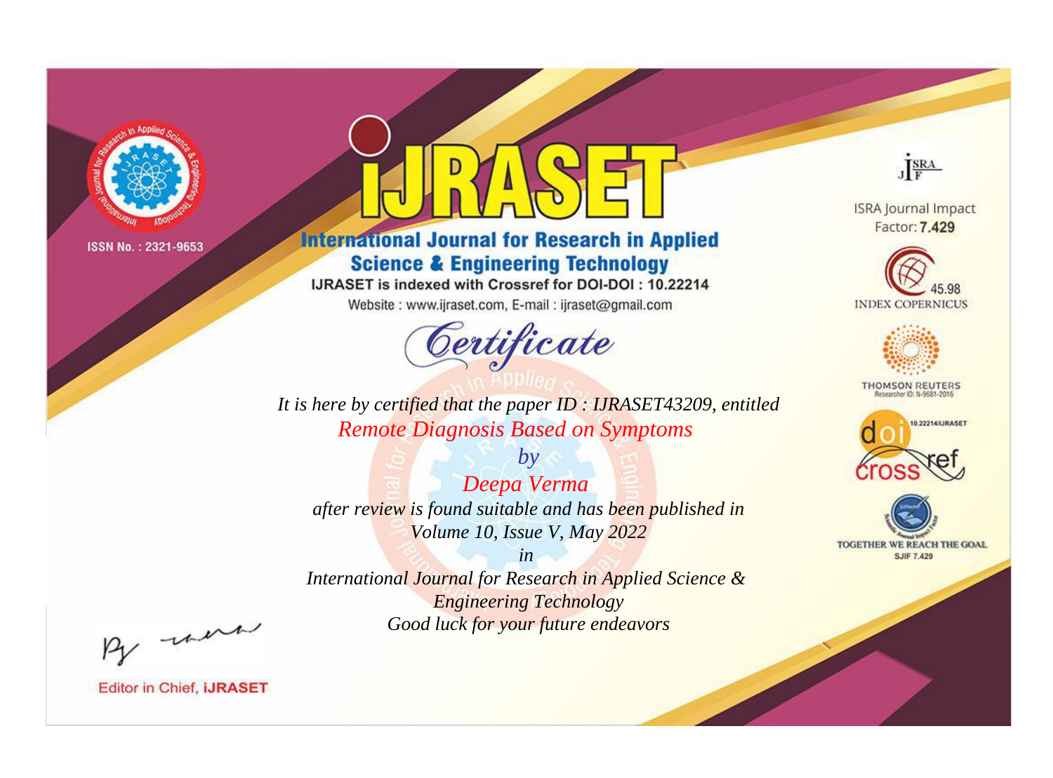ISSN No. : 2321-9653

# iJRASET

## International Journal for Research in Applied Science & Engineering Technology

IJRASET is indexed with Crossref for DOI-DOI : 10.22214

Website : www.ijraset.com, E-mail : ijraset@gmail.com

# *Certificate*

*It is here by certified that the paper ID : IJRASET43209, entitled*

*Remote Diagnosis Based on Symptoms*

*by*

*Deepa Verma*

*after review is found suitable and has been published in*

*Volume 10, Issue V, May 2022*

*in*

*International Journal for Research in Applied Science & Engineering Technology*

*Good luck for your future endeavors*

ISRA Journal Impact Factor: **7.429**

45.98 INDEX COPERNICUS

THOMSON REUTERS Researcher ID: N-9681-2016

10.22214/IJRASET

TOGETHER WE REACH THE GOAL SJIF 7.429

Editor in Chief, **iJRASET**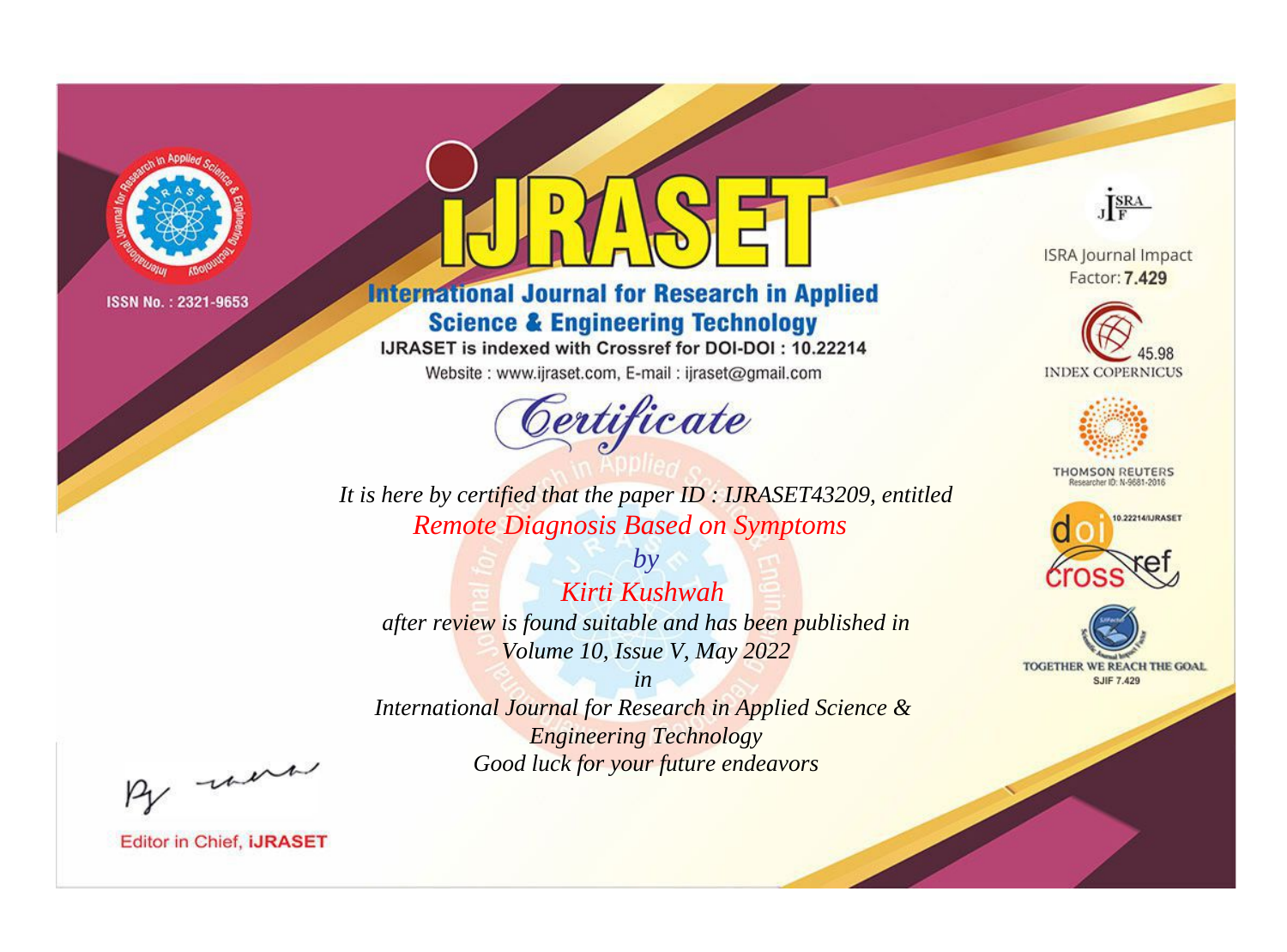ISSN No. : 2321-9653

# iJRASET

## International Journal for Research in Applied Science & Engineering Technology

IJRASET is indexed with Crossref for DOI-DOI : 10.22214

Website : www.ijraset.com, E-mail : ijraset@gmail.com

ISRA Journal Impact Factor: **7.429**

45.98 INDEX COPERNICUS

THOMSON REUTERS Researcher ID: N-9681-2016

10.22214/IJRASET

TOGETHER WE REACH THE GOAL SJIF 7.429

# *Certificate*

*It is here by certified that the paper ID : IJRASET43209, entitled*

*Remote Diagnosis Based on Symptoms*

*by*

*Kirti Kushwah*

*after review is found suitable and has been published in*

*Volume 10, Issue V, May 2022*

*in*

*International Journal for Research in Applied Science & Engineering Technology*

*Good luck for your future endeavors*

Editor in Chief, **iJRASET**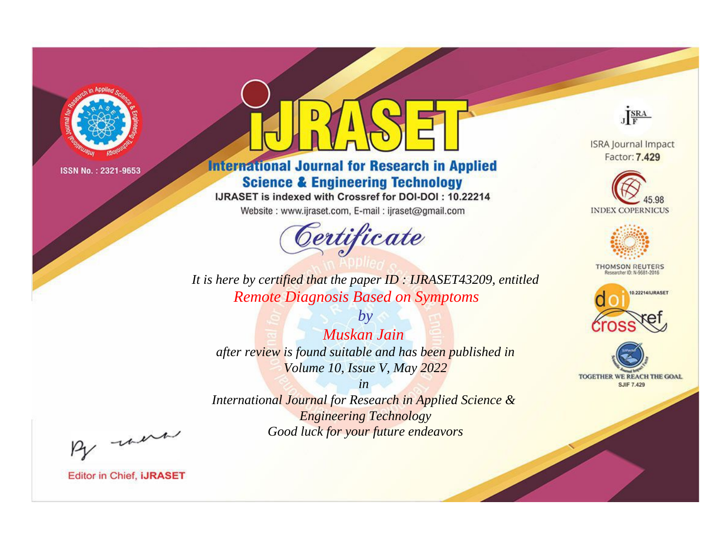ISSN No. : 2321-9653

# iJRASET

## International Journal for Research in Applied Science & Engineering Technology

IJRASET is indexed with Crossref for DOI-DOI : 10.22214

Website : www.ijraset.com, E-mail : ijraset@gmail.com

*Certificate*

*It is here by certified that the paper ID : IJRASET43209, entitled*

*Remote Diagnosis Based on Symptoms*

*by*

*Muskan Jain*

*after review is found suitable and has been published in*

*Volume 10, Issue V, May 2022*

*in*

*International Journal for Research in Applied Science & Engineering Technology*

*Good luck for your future endeavors*

ISRA Journal Impact Factor: **7.429**

45.98 INDEX COPERNICUS

THOMSON REUTERS Researcher ID: N-9681-2016

10.22214/IJRASET

TOGETHER WE REACH THE GOAL SJIF 7.429

Editor in Chief, **iJRASET**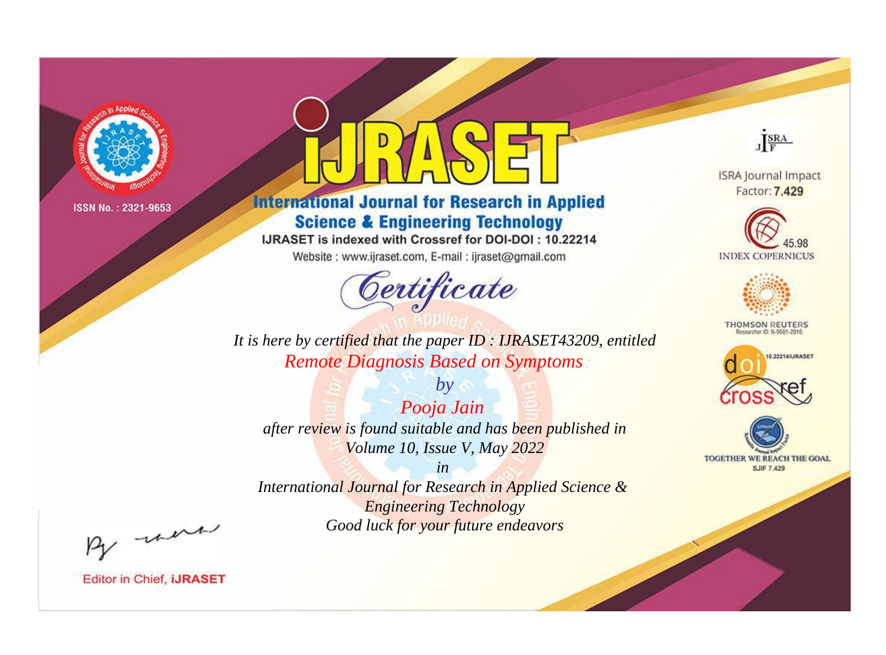ISSN No. : 2321-9653

# iJRASET

## International Journal for Research in Applied Science & Engineering Technology

IJRASET is indexed with Crossref for DOI-DOI : 10.22214

Website : www.ijraset.com, E-mail : ijraset@gmail.com

ISRA Journal Impact Factor: **7.429**

45.98 INDEX COPERNICUS

THOMSON REUTERS Researcher ID: N-9681-2016

10.22214/IJRASET

TOGETHER WE REACH THE GOAL SJIF 7.429

# Certificate

*It is here by certified that the paper ID : IJRASET43209, entitled*

*Remote Diagnosis Based on Symptoms*

*by*

*Pooja Jain*

*after review is found suitable and has been published in*

*Volume 10, Issue V, May 2022*

*in*

*International Journal for Research in Applied Science & Engineering Technology*

*Good luck for your future endeavors*

Editor in Chief, **iJRASET**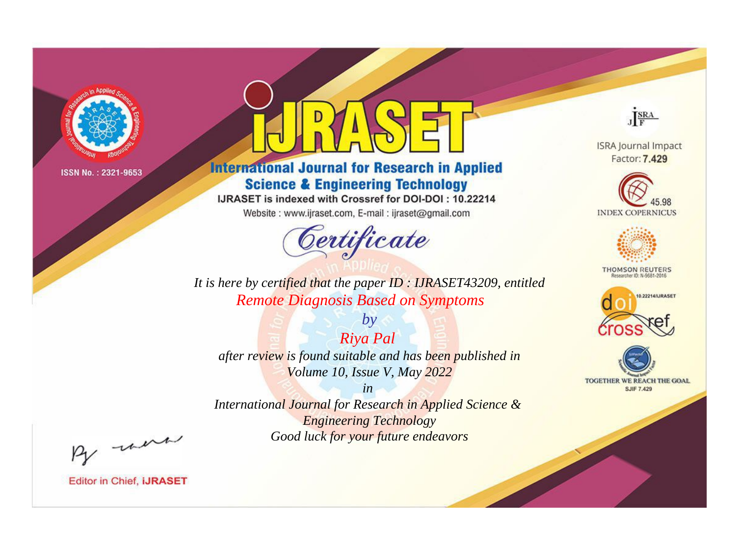ISSN No. : 2321-9653

# IJRASET

## International Journal for Research in Applied Science & Engineering Technology

IJRASET is indexed with Crossref for DOI-DOI : 10.22214

Website : www.ijraset.com, E-mail : ijraset@gmail.com

*Certificate*

*It is here by certified that the paper ID : IJRASET43209, entitled*

*Remote Diagnosis Based on Symptoms*

*by*

*Riya Pal*

*after review is found suitable and has been published in*

*Volume 10, Issue V, May 2022*

*in*

*International Journal for Research in Applied Science & Engineering Technology*

*Good luck for your future endeavors*

ISRA Journal Impact Factor: **7.429**

45.98 INDEX COPERNICUS

THOMSON REUTERS Researcher ID: N-9681-2016

10.22214/IJRASET

TOGETHER WE REACH THE GOAL SJIF 7.429

Editor in Chief, **iJRASET**